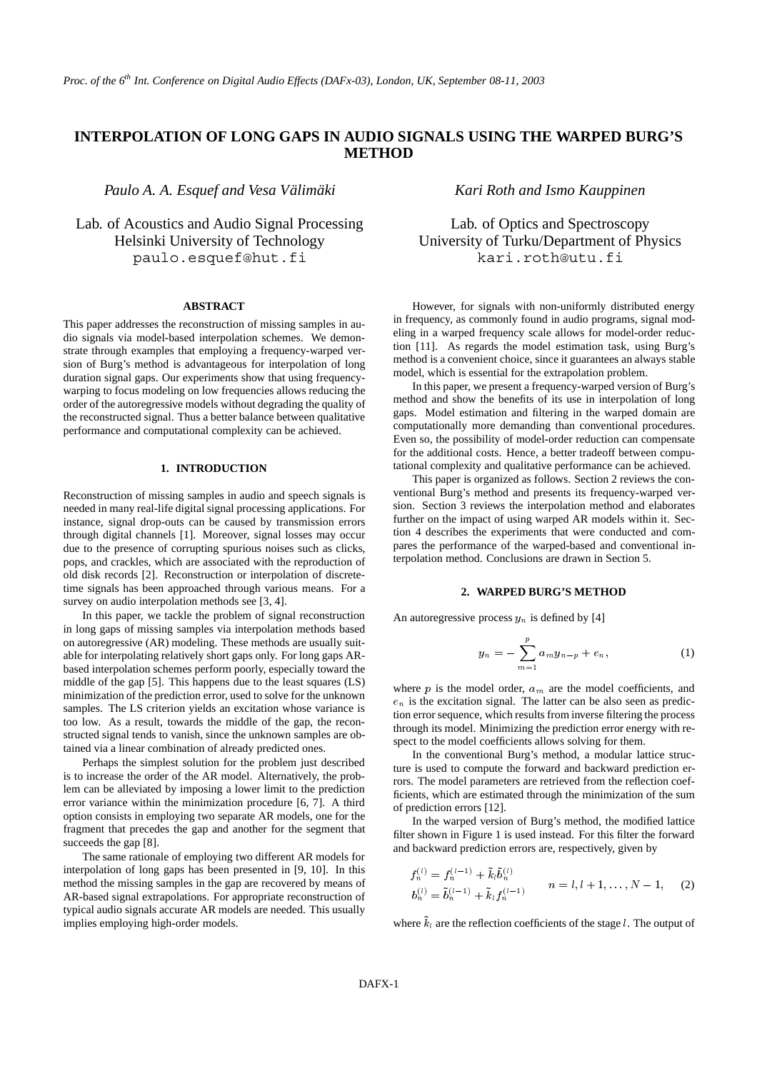# INTERPOLATION OF LONG GAPS IN AUDIO SIGNALS USING THE WARPED BURG'S METHOD

*Paulo A. A. Esquef and Vesa Välimäki*

Lab. of Acoustics and Audio Signal Processing
Helsinki University of Technology
paulo.esquef@hut.fi

*Kari Roth and Ismo Kauppinen*

Lab. of Optics and Spectroscopy
University of Turku/Department of Physics
kari.roth@utu.fi

## ABSTRACT

This paper addresses the reconstruction of missing samples in audio signals via model-based interpolation schemes. We demonstrate through examples that employing a frequency-warped version of Burg's method is advantageous for interpolation of long duration signal gaps. Our experiments show that using frequency-warping to focus modeling on low frequencies allows reducing the order of the autoregressive models without degrading the quality of the reconstructed signal. Thus a better balance between qualitative performance and computational complexity can be achieved.

## 1. INTRODUCTION

Reconstruction of missing samples in audio and speech signals is needed in many real-life digital signal processing applications. For instance, signal drop-outs can be caused by transmission errors through digital channels [1]. Moreover, signal losses may occur due to the presence of corrupting spurious noises such as clicks, pops, and crackles, which are associated with the reproduction of old disk records [2]. Reconstruction or interpolation of discrete-time signals has been approached through various means. For a survey on audio interpolation methods see [3, 4].

In this paper, we tackle the problem of signal reconstruction in long gaps of missing samples via interpolation methods based on autoregressive (AR) modeling. These methods are usually suitable for interpolating relatively short gaps only. For long gaps AR-based interpolation schemes perform poorly, especially toward the middle of the gap [5]. This happens due to the least squares (LS) minimization of the prediction error, used to solve for the unknown samples. The LS criterion yields an excitation whose variance is too low. As a result, towards the middle of the gap, the reconstructed signal tends to vanish, since the unknown samples are obtained via a linear combination of already predicted ones.

Perhaps the simplest solution for the problem just described is to increase the order of the AR model. Alternatively, the problem can be alleviated by imposing a lower limit to the prediction error variance within the minimization procedure [6, 7]. A third option consists in employing two separate AR models, one for the fragment that precedes the gap and another for the segment that succeeds the gap [8].

The same rationale of employing two different AR models for interpolation of long gaps has been presented in [9, 10]. In this method the missing samples in the gap are recovered by means of AR-based signal extrapolations. For appropriate reconstruction of typical audio signals accurate AR models are needed. This usually implies employing high-order models.

However, for signals with non-uniformly distributed energy in frequency, as commonly found in audio programs, signal modeling in a warped frequency scale allows for model-order reduction [11]. As regards the model estimation task, using Burg's method is a convenient choice, since it guarantees an always stable model, which is essential for the extrapolation problem.

In this paper, we present a frequency-warped version of Burg's method and show the benefits of its use in interpolation of long gaps. Model estimation and filtering in the warped domain are computationally more demanding than conventional procedures. Even so, the possibility of model-order reduction can compensate for the additional costs. Hence, a better tradeoff between computational complexity and qualitative performance can be achieved.

This paper is organized as follows. Section 2 reviews the conventional Burg's method and presents its frequency-warped version. Section 3 reviews the interpolation method and elaborates further on the impact of using warped AR models within it. Section 4 describes the experiments that were conducted and compares the performance of the warped-based and conventional interpolation method. Conclusions are drawn in Section 5.

## 2. WARPED BURG'S METHOD

An autoregressive process $y_n$ is defined by [4]

$$y_n = -\sum_{m=1}^{p} a_m y_{n-p} + e_n, \tag{1}$$

where $p$ is the model order, $a_m$ are the model coefficients, and $e_n$ is the excitation signal. The latter can be also seen as prediction error sequence, which results from inverse filtering the process through its model. Minimizing the prediction error energy with respect to the model coefficients allows solving for them.

In the conventional Burg's method, a modular lattice structure is used to compute the forward and backward prediction errors. The model parameters are retrieved from the reflection coefficients, which are estimated through the minimization of the sum of prediction errors [12].

In the warped version of Burg's method, the modified lattice filter shown in Figure 1 is used instead. For this filter the forward and backward prediction errors are, respectively, given by

$$\begin{aligned} f_n^{(l)} &= f_n^{(l-1)} + \tilde{k}_l \tilde{b}_n^{(l)} \\ b_n^{(l)} &= \tilde{b}_n^{(l-1)} + \tilde{k}_l f_n^{(l-1)} \end{aligned} \qquad n = l, l+1, \ldots, N-1, \tag{2}$$

where $\tilde{k}_l$ are the reflection coefficients of the stage $l$. The output of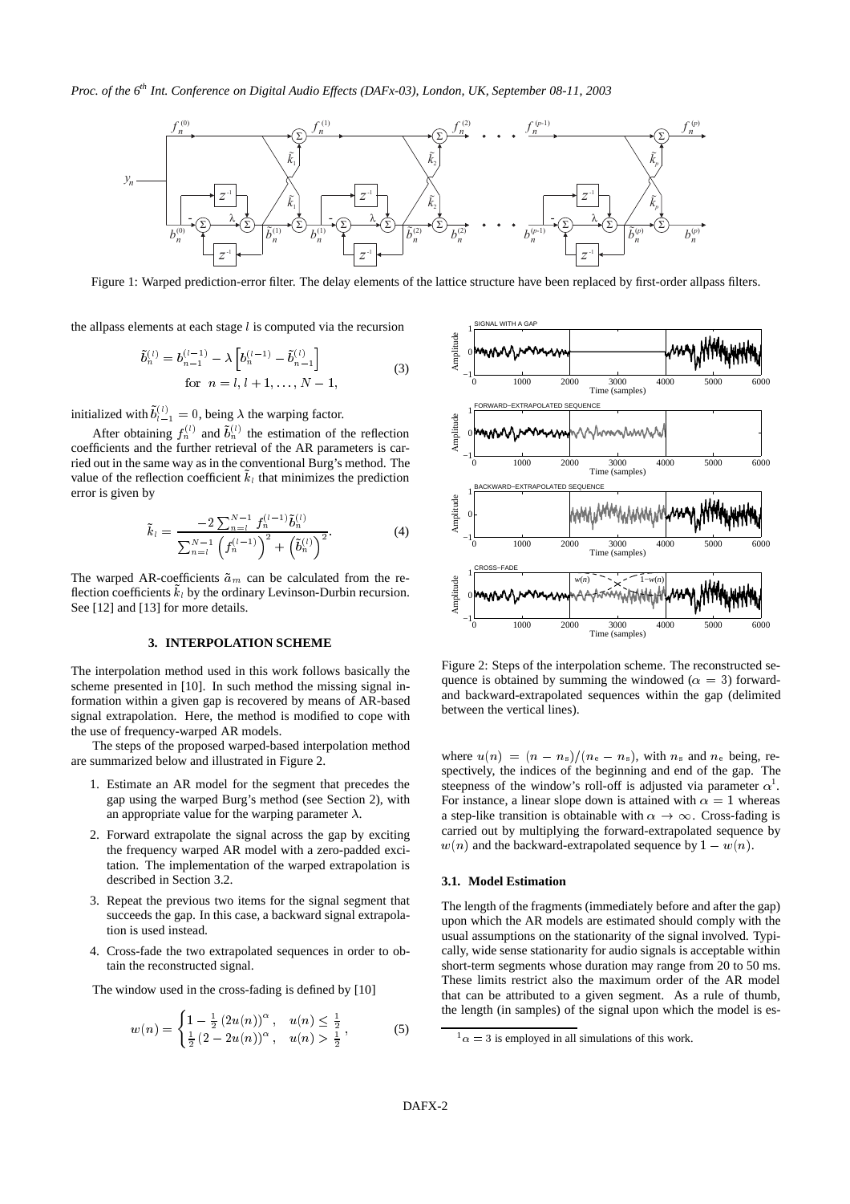Figure 1: Warped prediction-error filter. The delay elements of the lattice structure have been replaced by first-order allpass filters.

the allpass elements at each stage $l$ is computed via the recursion

$$\tilde{b}_n^{(l)} = b_{n-1}^{(l-1)} - \lambda\left[b_n^{(l-1)} - \tilde{b}_{n-1}^{(l)}\right] \quad \text{for } n = l, l+1, \ldots, N-1, \tag{3}$$

initialized with $\tilde{b}_{l-1}^{(l)} = 0$, being $\lambda$ the warping factor.

After obtaining $f_n^{(l)}$ and $\tilde{b}_n^{(l)}$ the estimation of the reflection coefficients and the further retrieval of the AR parameters is carried out in the same way as in the conventional Burg's method. The value of the reflection coefficient $\tilde{k}_l$ that minimizes the prediction error is given by

$$\tilde{k}_l = \frac{-2\sum_{n=l}^{N-1} f_n^{(l-1)}\tilde{b}_n^{(l)}}{\sum_{n=l}^{N-1}\left(f_n^{(l-1)}\right)^2 + \left(\tilde{b}_n^{(l)}\right)^2}. \tag{4}$$

The warped AR-coefficients $\tilde{a}_m$ can be calculated from the reflection coefficients $\tilde{k}_l$ by the ordinary Levinson-Durbin recursion. See [12] and [13] for more details.

## 3. INTERPOLATION SCHEME

The interpolation method used in this work follows basically the scheme presented in [10]. In such method the missing signal information within a given gap is recovered by means of AR-based signal extrapolation. Here, the method is modified to cope with the use of frequency-warped AR models.

The steps of the proposed warped-based interpolation method are summarized below and illustrated in Figure 2.

1. Estimate an AR model for the segment that precedes the gap using the warped Burg's method (see Section 2), with an appropriate value for the warping parameter $\lambda$.
2. Forward extrapolate the signal across the gap by exciting the frequency warped AR model with a zero-padded excitation. The implementation of the warped extrapolation is described in Section 3.2.
3. Repeat the previous two items for the signal segment that succeeds the gap. In this case, a backward signal extrapolation is used instead.
4. Cross-fade the two extrapolated sequences in order to obtain the reconstructed signal.

The window used in the cross-fading is defined by [10]

$$w(n) = \begin{cases} 1 - \frac{1}{2}\left(2u(n)\right)^{\alpha}, & u(n) \leq \frac{1}{2} \\ \frac{1}{2}\left(2 - 2u(n)\right)^{\alpha}, & u(n) > \frac{1}{2} \end{cases}, \tag{5}$$

Figure 2: Steps of the interpolation scheme. The reconstructed sequence is obtained by summing the windowed ($\alpha = 3$) forward- and backward-extrapolated sequences within the gap (delimited between the vertical lines).

where $u(n) = (n - n_s)/(n_e - n_s)$, with $n_s$ and $n_e$ being, respectively, the indices of the beginning and end of the gap. The steepness of the window's roll-off is adjusted via parameter $\alpha$[1]. For instance, a linear slope down is attained with $\alpha = 1$ whereas a step-like transition is obtainable with $\alpha \to \infty$. Cross-fading is carried out by multiplying the forward-extrapolated sequence by $w(n)$ and the backward-extrapolated sequence by $1 - w(n)$.

### 3.1. Model Estimation

The length of the fragments (immediately before and after the gap) upon which the AR models are estimated should comply with the usual assumptions on the stationarity of the signal involved. Typically, wide sense stationarity for audio signals is acceptable within short-term segments whose duration may range from 20 to 50 ms. These limits restrict also the maximum order of the AR model that can be attributed to a given segment. As a rule of thumb, the length (in samples) of the signal upon which the model is es-

[1] $\alpha = 3$ is employed in all simulations of this work.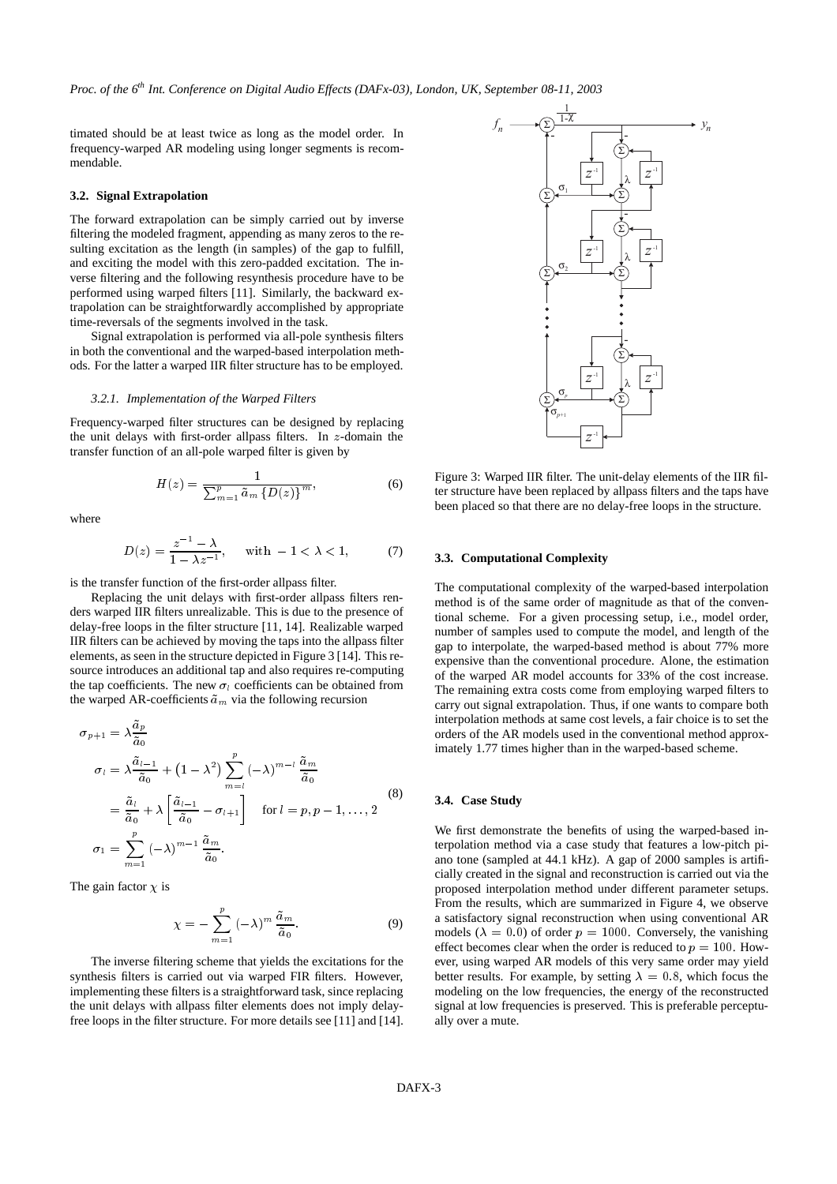timated should be at least twice as long as the model order. In frequency-warped AR modeling using longer segments is recommendable.

### 3.2. Signal Extrapolation

The forward extrapolation can be simply carried out by inverse filtering the modeled fragment, appending as many zeros to the resulting excitation as the length (in samples) of the gap to fulfill, and exciting the model with this zero-padded excitation. The inverse filtering and the following resynthesis procedure have to be performed using warped filters [11]. Similarly, the backward extrapolation can be straightforwardly accomplished by appropriate time-reversals of the segments involved in the task.

Signal extrapolation is performed via all-pole synthesis filters in both the conventional and the warped-based interpolation methods. For the latter a warped IIR filter structure has to be employed.

#### 3.2.1. Implementation of the Warped Filters

Frequency-warped filter structures can be designed by replacing the unit delays with first-order allpass filters. In $z$-domain the transfer function of an all-pole warped filter is given by

$$H(z) = \frac{1}{\sum_{m=1}^{p} \tilde{a}_m \left\{D(z)\right\}^m}, \tag{6}$$

where

$$D(z) = \frac{z^{-1} - \lambda}{1 - \lambda z^{-1}}, \quad \text{with } -1 < \lambda < 1, \tag{7}$$

is the transfer function of the first-order allpass filter.

Replacing the unit delays with first-order allpass filters renders warped IIR filters unrealizable. This is due to the presence of delay-free loops in the filter structure [11, 14]. Realizable warped IIR filters can be achieved by moving the taps into the allpass filter elements, as seen in the structure depicted in Figure 3 [14]. This resource introduces an additional tap and also requires re-computing the tap coefficients. The new $\sigma_l$ coefficients can be obtained from the warped AR-coefficients $\tilde{a}_m$ via the following recursion

$$\begin{aligned}
\sigma_{p+1} &= \lambda \frac{\tilde{a}_p}{\tilde{a}_0} \\
\sigma_l &= \lambda \frac{\tilde{a}_{l-1}}{\tilde{a}_0} + \left(1 - \lambda^2\right) \sum_{m=l}^{p} (-\lambda)^{m-l} \frac{\tilde{a}_m}{\tilde{a}_0} \\
&= \frac{\tilde{a}_l}{\tilde{a}_0} + \lambda \left[\frac{\tilde{a}_{l-1}}{\tilde{a}_0} - \sigma_{l+1}\right] \quad \text{for } l = p, p-1, \ldots, 2 \\
\sigma_1 &= \sum_{m=1}^{p} (-\lambda)^{m-1} \frac{\tilde{a}_m}{\tilde{a}_0}.
\end{aligned} \tag{8}$$

The gain factor $\chi$ is

$$\chi = -\sum_{m=1}^{p} (-\lambda)^m \frac{\tilde{a}_m}{\tilde{a}_0}. \tag{9}$$

The inverse filtering scheme that yields the excitations for the synthesis filters is carried out via warped FIR filters. However, implementing these filters is a straightforward task, since replacing the unit delays with allpass filter elements does not imply delay-free loops in the filter structure. For more details see [11] and [14].

Figure 3: Warped IIR filter. The unit-delay elements of the IIR filter structure have been replaced by allpass filters and the taps have been placed so that there are no delay-free loops in the structure.

### 3.3. Computational Complexity

The computational complexity of the warped-based interpolation method is of the same order of magnitude as that of the conventional scheme. For a given processing setup, i.e., model order, number of samples used to compute the model, and length of the gap to interpolate, the warped-based method is about 77% more expensive than the conventional procedure. Alone, the estimation of the warped AR model accounts for 33% of the cost increase. The remaining extra costs come from employing warped filters to carry out signal extrapolation. Thus, if one wants to compare both interpolation methods at same cost levels, a fair choice is to set the orders of the AR models used in the conventional method approximately 1.77 times higher than in the warped-based scheme.

### 3.4. Case Study

We first demonstrate the benefits of using the warped-based interpolation method via a case study that features a low-pitch piano tone (sampled at 44.1 kHz). A gap of 2000 samples is artificially created in the signal and reconstruction is carried out via the proposed interpolation method under different parameter setups. From the results, which are summarized in Figure 4, we observe a satisfactory signal reconstruction when using conventional AR models ($\lambda = 0.0$) of order $p = 1000$. Conversely, the vanishing effect becomes clear when the order is reduced to $p = 100$. However, using warped AR models of this very same order may yield better results. For example, by setting $\lambda = 0.8$, which focus the modeling on the low frequencies, the energy of the reconstructed signal at low frequencies is preserved. This is preferable perceptually over a mute.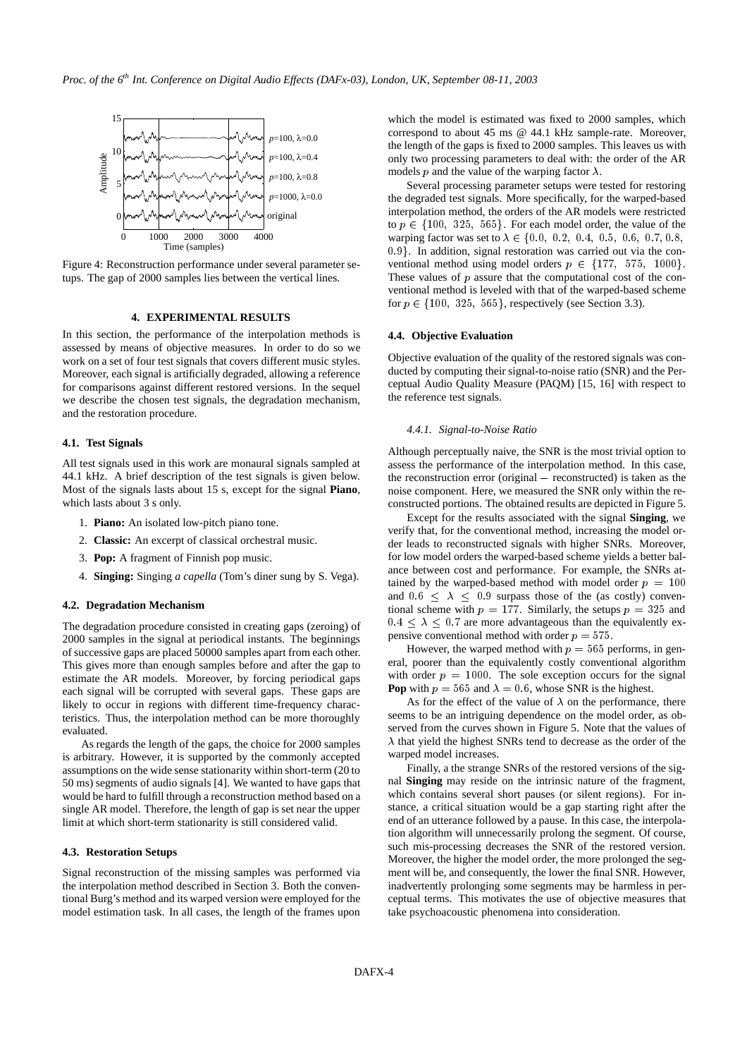Figure 4: Reconstruction performance under several parameter setups. The gap of 2000 samples lies between the vertical lines.

## 4. EXPERIMENTAL RESULTS

In this section, the performance of the interpolation methods is assessed by means of objective measures. In order to do so we work on a set of four test signals that covers different music styles. Moreover, each signal is artificially degraded, allowing a reference for comparisons against different restored versions. In the sequel we describe the chosen test signals, the degradation mechanism, and the restoration procedure.

### 4.1. Test Signals

All test signals used in this work are monaural signals sampled at 44.1 kHz. A brief description of the test signals is given below. Most of the signals lasts about 15 s, except for the signal **Piano**, which lasts about 3 s only.

1. **Piano:** An isolated low-pitch piano tone.
2. **Classic:** An excerpt of classical orchestral music.
3. **Pop:** A fragment of Finnish pop music.
4. **Singing:** Singing *a capella* (Tom's diner sung by S. Vega).

### 4.2. Degradation Mechanism

The degradation procedure consisted in creating gaps (zeroing) of 2000 samples in the signal at periodical instants. The beginnings of successive gaps are placed 50000 samples apart from each other. This gives more than enough samples before and after the gap to estimate the AR models. Moreover, by forcing periodical gaps each signal will be corrupted with several gaps. These gaps are likely to occur in regions with different time-frequency characteristics. Thus, the interpolation method can be more thoroughly evaluated.

As regards the length of the gaps, the choice for 2000 samples is arbitrary. However, it is supported by the commonly accepted assumptions on the wide sense stationarity within short-term (20 to 50 ms) segments of audio signals [4]. We wanted to have gaps that would be hard to fulfill through a reconstruction method based on a single AR model. Therefore, the length of gap is set near the upper limit at which short-term stationarity is still considered valid.

### 4.3. Restoration Setups

Signal reconstruction of the missing samples was performed via the interpolation method described in Section 3. Both the conventional Burg's method and its warped version were employed for the model estimation task. In all cases, the length of the frames upon which the model is estimated was fixed to 2000 samples, which correspond to about 45 ms @ 44.1 kHz sample-rate. Moreover, the length of the gaps is fixed to 2000 samples. This leaves us with only two processing parameters to deal with: the order of the AR models $p$ and the value of the warping factor $\lambda$.

Several processing parameter setups were tested for restoring the degraded test signals. More specifically, for the warped-based interpolation method, the orders of the AR models were restricted to $p \in \{100,\ 325,\ 565\}$. For each model order, the value of the warping factor was set to $\lambda \in \{0.0,\ 0.2,\ 0.4,\ 0.5,\ 0.6,\ 0.7, 0.8, 0.9\}$. In addition, signal restoration was carried out via the conventional method using model orders $p \in \{177,\ 575,\ 1000\}$. These values of $p$ assure that the computational cost of the conventional method is leveled with that of the warped-based scheme for $p \in \{100,\ 325,\ 565\}$, respectively (see Section 3.3).

### 4.4. Objective Evaluation

Objective evaluation of the quality of the restored signals was conducted by computing their signal-to-noise ratio (SNR) and the Perceptual Audio Quality Measure (PAQM) [15, 16] with respect to the reference test signals.

#### *4.4.1. Signal-to-Noise Ratio*

Although perceptually naive, the SNR is the most trivial option to assess the performance of the interpolation method. In this case, the reconstruction error (original $-$ reconstructed) is taken as the noise component. Here, we measured the SNR only within the reconstructed portions. The obtained results are depicted in Figure 5.

Except for the results associated with the signal **Singing**, we verify that, for the conventional method, increasing the model order leads to reconstructed signals with higher SNRs. Moreover, for low model orders the warped-based scheme yields a better balance between cost and performance. For example, the SNRs attained by the warped-based method with model order $p = 100$ and $0.6 \le \lambda \le 0.9$ surpass those of the (as costly) conventional scheme with $p = 177$. Similarly, the setups $p = 325$ and $0.4 \le \lambda \le 0.7$ are more advantageous than the equivalently expensive conventional method with order $p = 575$.

However, the warped method with $p = 565$ performs, in general, poorer than the equivalently costly conventional algorithm with order $p = 1000$. The sole exception occurs for the signal **Pop** with $p = 565$ and $\lambda = 0.6$, whose SNR is the highest.

As for the effect of the value of $\lambda$ on the performance, there seems to be an intriguing dependence on the model order, as observed from the curves shown in Figure 5. Note that the values of $\lambda$ that yield the highest SNRs tend to decrease as the order of the warped model increases.

Finally, the strange SNRs of the restored versions of the signal **Singing** may reside on the intrinsic nature of the fragment, which contains several short pauses (or silent regions). For instance, a critical situation would be a gap starting right after the end of an utterance followed by a pause. In this case, the interpolation algorithm will unnecessarily prolong the segment. Of course, such mis-processing decreases the SNR of the restored version. Moreover, the higher the model order, the more prolonged the segment will be, and consequently, the lower the final SNR. However, inadvertently prolonging some segments may be harmless in perceptual terms. This motivates the use of objective measures that take psychoacoustic phenomena into consideration.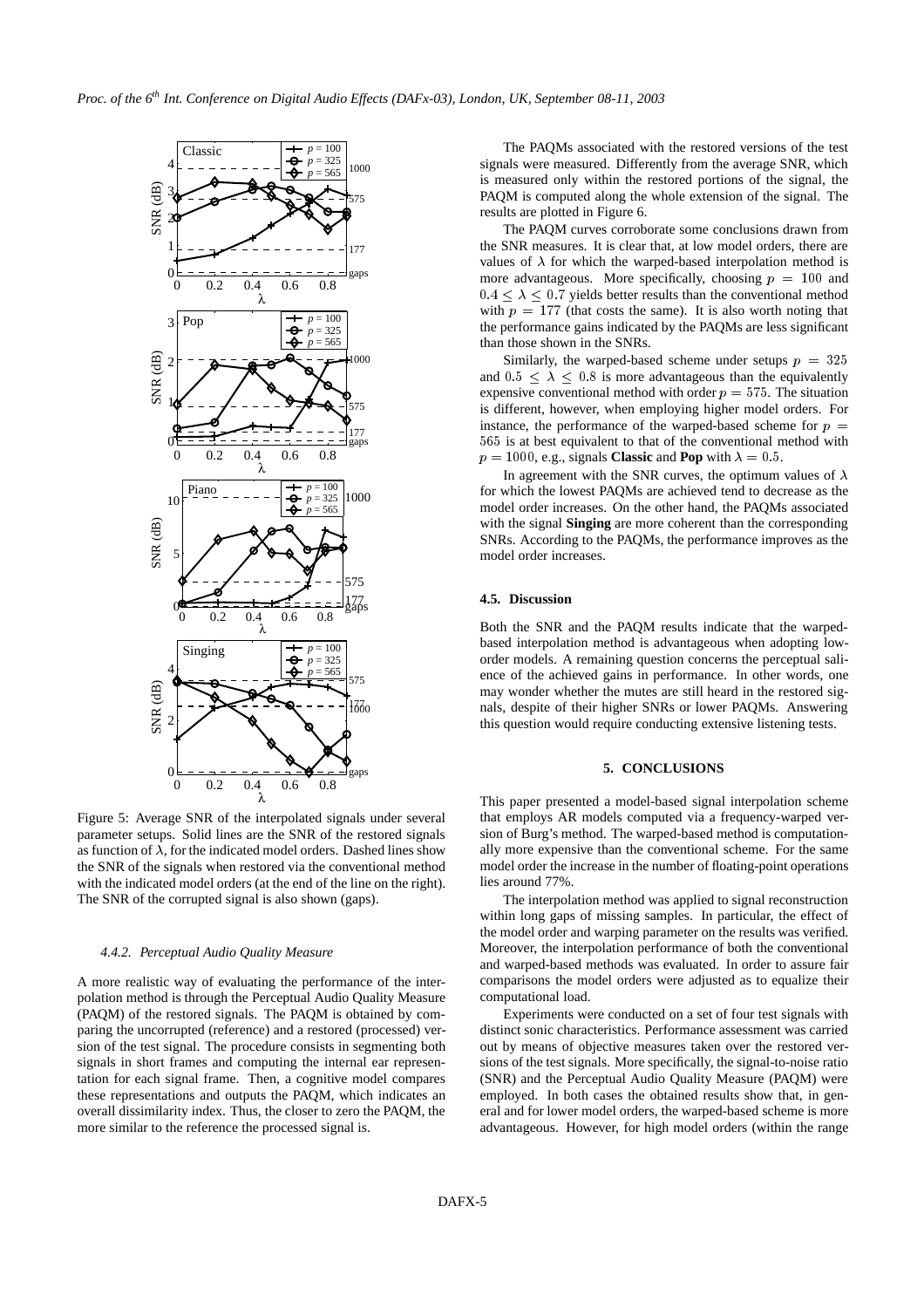Figure 5: Average SNR of the interpolated signals under several parameter setups. Solid lines are the SNR of the restored signals as function of $\lambda$, for the indicated model orders. Dashed lines show the SNR of the signals when restored via the conventional method with the indicated model orders (at the end of the line on the right). The SNR of the corrupted signal is also shown (gaps).

#### 4.4.2. Perceptual Audio Quality Measure

A more realistic way of evaluating the performance of the interpolation method is through the Perceptual Audio Quality Measure (PAQM) of the restored signals. The PAQM is obtained by comparing the uncorrupted (reference) and a restored (processed) version of the test signal. The procedure consists in segmenting both signals in short frames and computing the internal ear representation for each signal frame. Then, a cognitive model compares these representations and outputs the PAQM, which indicates an overall dissimilarity index. Thus, the closer to zero the PAQM, the more similar to the reference the processed signal is.

The PAQMs associated with the restored versions of the test signals were measured. Differently from the average SNR, which is measured only within the restored portions of the signal, the PAQM is computed along the whole extension of the signal. The results are plotted in Figure 6.

The PAQM curves corroborate some conclusions drawn from the SNR measures. It is clear that, at low model orders, there are values of $\lambda$ for which the warped-based interpolation method is more advantageous. More specifically, choosing $p = 100$ and $0.4 \leq \lambda \leq 0.7$ yields better results than the conventional method with $p = 177$ (that costs the same). It is also worth noting that the performance gains indicated by the PAQMs are less significant than those shown in the SNRs.

Similarly, the warped-based scheme under setups $p = 325$ and $0.5 \leq \lambda \leq 0.8$ is more advantageous than the equivalently expensive conventional method with order $p = 575$. The situation is different, however, when employing higher model orders. For instance, the performance of the warped-based scheme for $p = 565$ is at best equivalent to that of the conventional method with $p = 1000$, e.g., signals **Classic** and **Pop** with $\lambda = 0.5$.

In agreement with the SNR curves, the optimum values of $\lambda$ for which the lowest PAQMs are achieved tend to decrease as the model order increases. On the other hand, the PAQMs associated with the signal **Singing** are more coherent than the corresponding SNRs. According to the PAQMs, the performance improves as the model order increases.

### 4.5. Discussion

Both the SNR and the PAQM results indicate that the warped-based interpolation method is advantageous when adopting low-order models. A remaining question concerns the perceptual salience of the achieved gains in performance. In other words, one may wonder whether the mutes are still heard in the restored signals, despite of their higher SNRs or lower PAQMs. Answering this question would require conducting extensive listening tests.

## 5. CONCLUSIONS

This paper presented a model-based signal interpolation scheme that employs AR models computed via a frequency-warped version of Burg's method. The warped-based method is computationally more expensive than the conventional scheme. For the same model order the increase in the number of floating-point operations lies around 77%.

The interpolation method was applied to signal reconstruction within long gaps of missing samples. In particular, the effect of the model order and warping parameter on the results was verified. Moreover, the interpolation performance of both the conventional and warped-based methods was evaluated. In order to assure fair comparisons the model orders were adjusted as to equalize their computational load.

Experiments were conducted on a set of four test signals with distinct sonic characteristics. Performance assessment was carried out by means of objective measures taken over the restored versions of the test signals. More specifically, the signal-to-noise ratio (SNR) and the Perceptual Audio Quality Measure (PAQM) were employed. In both cases the obtained results show that, in general and for lower model orders, the warped-based scheme is more advantageous. However, for high model orders (within the range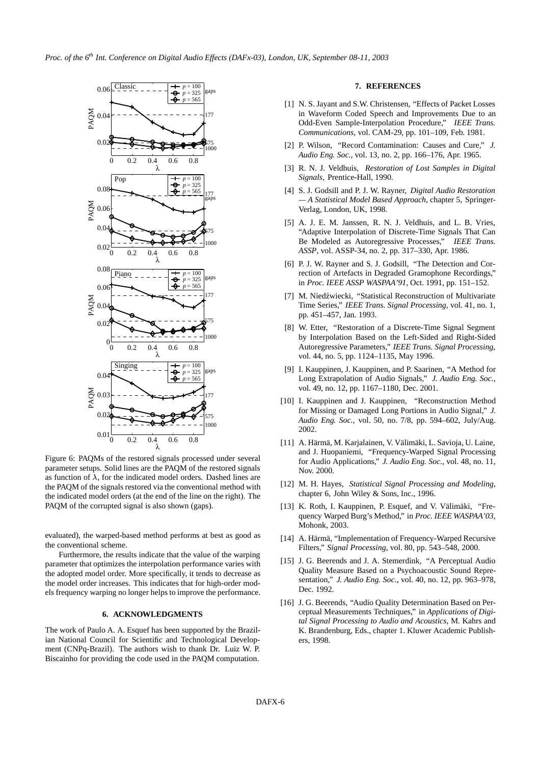Classic

PAQM

0.06

0.04

0.02

0 0.2 0.4 0.6 0.8

λ

$p = 100$
$p = 325$
$p = 565$

gaps

177

575

1000

Pop

PAQM

0.08

0.06

0.04

0.02

0 0.2 0.4 0.6 0.8

λ

$p = 100$
$p = 325$
$p = 565$

177 gaps

575

1000

Piano

PAQM

0.08

0.06

0.04

0.02

0

0 0.2 0.4 0.6 0.8

λ

$p = 100$
$p = 325$
$p = 565$

gaps

177

575

1000

Singing

PAQM

0.04

0.03

0.02

0.01

0 0.2 0.4 0.6 0.8

λ

$p = 100$
$p = 325$
$p = 565$

gaps

177

575

1000

Figure 6: PAQMs of the restored signals processed under several parameter setups. Solid lines are the PAQM of the restored signals as function of $\lambda$, for the indicated model orders. Dashed lines are the PAQM of the signals restored via the conventional method with the indicated model orders (at the end of the line on the right). The PAQM of the corrupted signal is also shown (gaps).

evaluated), the warped-based method performs at best as good as the conventional scheme.

Furthermore, the results indicate that the value of the warping parameter that optimizes the interpolation performance varies with the adopted model order. More specifically, it tends to decrease as the model order increases. This indicates that for high-order models frequency warping no longer helps to improve the performance.

## 6. ACKNOWLEDGMENTS

The work of Paulo A. A. Esquef has been supported by the Brazilian National Council for Scientific and Technological Development (CNPq-Brazil). The authors wish to thank Dr. Luiz W. P. Biscainho for providing the code used in the PAQM computation.

## 7. REFERENCES

[1] N. S. Jayant and S.W. Christensen, "Effects of Packet Losses in Waveform Coded Speech and Improvements Due to an Odd-Even Sample-Interpolation Procedure," *IEEE Trans. Communications*, vol. CAM-29, pp. 101–109, Feb. 1981.

[2] P. Wilson, "Record Contamination: Causes and Cure," *J. Audio Eng. Soc.*, vol. 13, no. 2, pp. 166–176, Apr. 1965.

[3] R. N. J. Veldhuis, *Restoration of Lost Samples in Digital Signals*, Prentice-Hall, 1990.

[4] S. J. Godsill and P. J. W. Rayner, *Digital Audio Restoration — A Statistical Model Based Approach*, chapter 5, Springer-Verlag, London, UK, 1998.

[5] A. J. E. M. Janssen, R. N. J. Veldhuis, and L. B. Vries, "Adaptive Interpolation of Discrete-Time Signals That Can Be Modeled as Autoregressive Processes," *IEEE Trans. ASSP*, vol. ASSP-34, no. 2, pp. 317–330, Apr. 1986.

[6] P. J. W. Rayner and S. J. Godsill, "The Detection and Correction of Artefacts in Degraded Gramophone Recordings," in *Proc. IEEE ASSP WASPAA'91*, Oct. 1991, pp. 151–152.

[7] M. Niedźwiecki, "Statistical Reconstruction of Multivariate Time Series," *IEEE Trans. Signal Processing*, vol. 41, no. 1, pp. 451–457, Jan. 1993.

[8] W. Etter, "Restoration of a Discrete-Time Signal Segment by Interpolation Based on the Left-Sided and Right-Sided Autoregressive Parameters," *IEEE Trans. Signal Processing*, vol. 44, no. 5, pp. 1124–1135, May 1996.

[9] I. Kauppinen, J. Kauppinen, and P. Saarinen, "A Method for Long Extrapolation of Audio Signals," *J. Audio Eng. Soc.*, vol. 49, no. 12, pp. 1167–1180, Dec. 2001.

[10] I. Kauppinen and J. Kauppinen, "Reconstruction Method for Missing or Damaged Long Portions in Audio Signal," *J. Audio Eng. Soc.*, vol. 50, no. 7/8, pp. 594–602, July/Aug. 2002.

[11] A. Härmä, M. Karjalainen, V. Välimäki, L. Savioja, U. Laine, and J. Huopaniemi, "Frequency-Warped Signal Processing for Audio Applications," *J. Audio Eng. Soc.*, vol. 48, no. 11, Nov. 2000.

[12] M. H. Hayes, *Statistical Signal Processing and Modeling*, chapter 6, John Wiley & Sons, Inc., 1996.

[13] K. Roth, I. Kauppinen, P. Esquef, and V. Välimäki, "Frequency Warped Burg's Method," in *Proc. IEEE WASPAA'03*, Mohonk, 2003.

[14] A. Härmä, "Implementation of Frequency-Warped Recursive Filters," *Signal Processing*, vol. 80, pp. 543–548, 2000.

[15] J. G. Beerends and J. A. Stemerdink, "A Perceptual Audio Quality Measure Based on a Psychoacoustic Sound Representation," *J. Audio Eng. Soc.*, vol. 40, no. 12, pp. 963–978, Dec. 1992.

[16] J. G. Beerends, "Audio Quality Determination Based on Perceptual Measurements Techniques," in *Applications of Digital Signal Processing to Audio and Acoustics*, M. Kahrs and K. Brandenburg, Eds., chapter 1. Kluwer Academic Publishers, 1998.